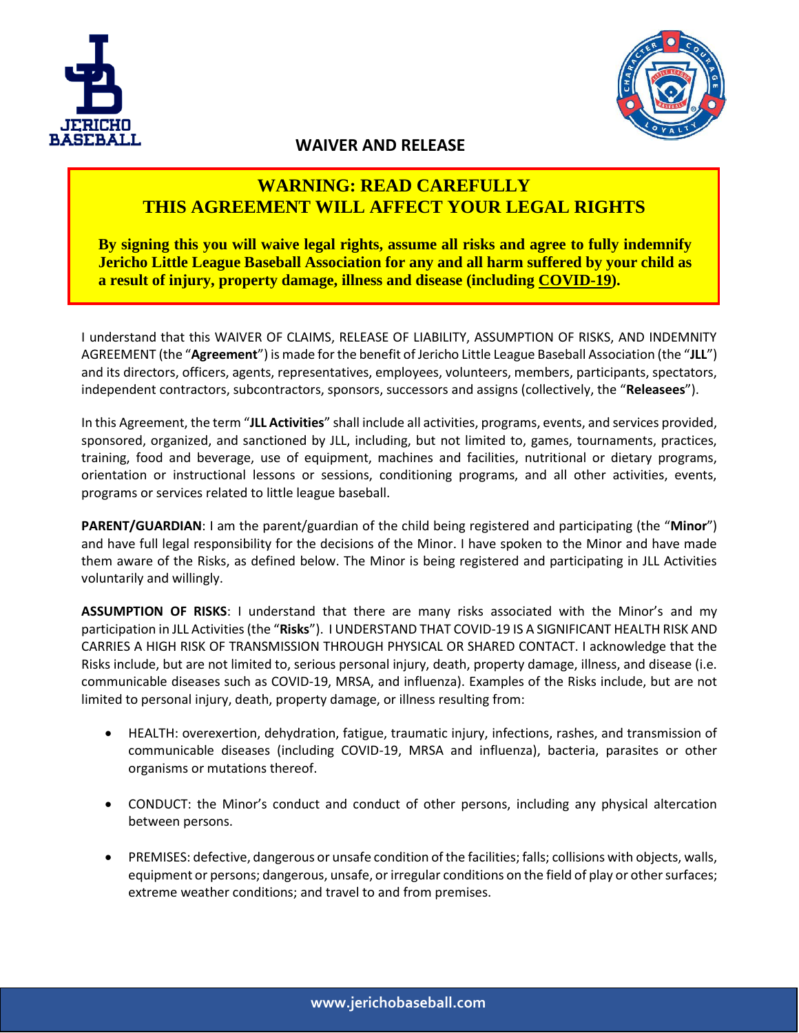# WAIVER AND RELEASE

**WARNING: READ CAREFULLY**
**THIS AGREEMENT WILL AFFECT YOUR LEGAL RIGHTS**

**By signing this you will waive legal rights, assume all risks and agree to fully indemnify Jericho Little League Baseball Association for any and all harm suffered by your child as a result of injury, property damage, illness and disease (including COVID-19).**

I understand that this WAIVER OF CLAIMS, RELEASE OF LIABILITY, ASSUMPTION OF RISKS, AND INDEMNITY AGREEMENT (the "**Agreement**") is made for the benefit of Jericho Little League Baseball Association (the "**JLL**") and its directors, officers, agents, representatives, employees, volunteers, members, participants, spectators, independent contractors, subcontractors, sponsors, successors and assigns (collectively, the "**Releasees**").

In this Agreement, the term "**JLL Activities**" shall include all activities, programs, events, and services provided, sponsored, organized, and sanctioned by JLL, including, but not limited to, games, tournaments, practices, training, food and beverage, use of equipment, machines and facilities, nutritional or dietary programs, orientation or instructional lessons or sessions, conditioning programs, and all other activities, events, programs or services related to little league baseball.

**PARENT/GUARDIAN**: I am the parent/guardian of the child being registered and participating (the "**Minor**") and have full legal responsibility for the decisions of the Minor. I have spoken to the Minor and have made them aware of the Risks, as defined below. The Minor is being registered and participating in JLL Activities voluntarily and willingly.

**ASSUMPTION OF RISKS**: I understand that there are many risks associated with the Minor's and my participation in JLL Activities (the "**Risks**"). I UNDERSTAND THAT COVID-19 IS A SIGNIFICANT HEALTH RISK AND CARRIES A HIGH RISK OF TRANSMISSION THROUGH PHYSICAL OR SHARED CONTACT. I acknowledge that the Risks include, but are not limited to, serious personal injury, death, property damage, illness, and disease (i.e. communicable diseases such as COVID-19, MRSA, and influenza). Examples of the Risks include, but are not limited to personal injury, death, property damage, or illness resulting from:

- HEALTH: overexertion, dehydration, fatigue, traumatic injury, infections, rashes, and transmission of communicable diseases (including COVID-19, MRSA and influenza), bacteria, parasites or other organisms or mutations thereof.
- CONDUCT: the Minor's conduct and conduct of other persons, including any physical altercation between persons.
- PREMISES: defective, dangerous or unsafe condition of the facilities; falls; collisions with objects, walls, equipment or persons; dangerous, unsafe, or irregular conditions on the field of play or other surfaces; extreme weather conditions; and travel to and from premises.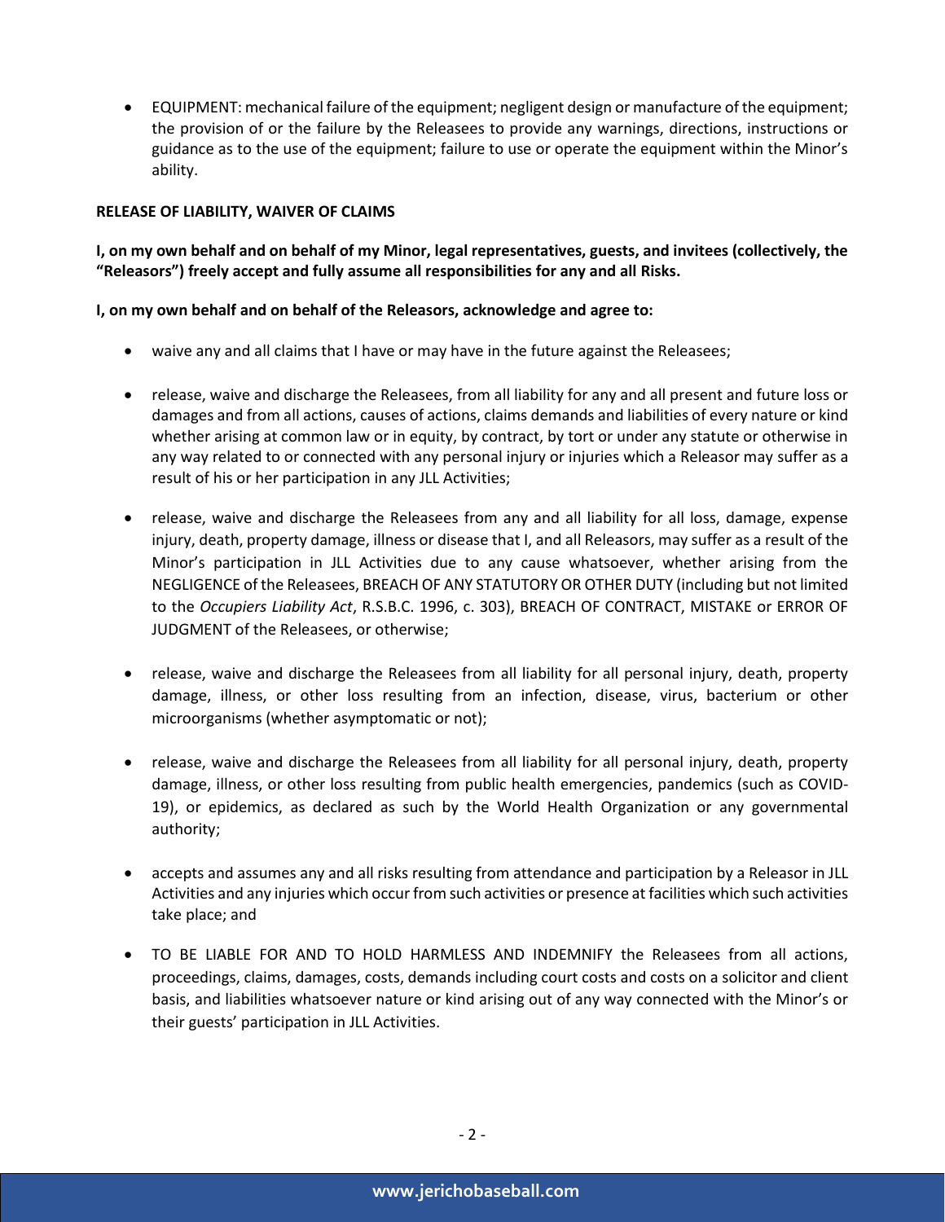- EQUIPMENT: mechanical failure of the equipment; negligent design or manufacture of the equipment; the provision of or the failure by the Releasees to provide any warnings, directions, instructions or guidance as to the use of the equipment; failure to use or operate the equipment within the Minor's ability.

**RELEASE OF LIABILITY, WAIVER OF CLAIMS**

**I, on my own behalf and on behalf of my Minor, legal representatives, guests, and invitees (collectively, the "Releasors") freely accept and fully assume all responsibilities for any and all Risks.**

**I, on my own behalf and on behalf of the Releasors, acknowledge and agree to:**

- waive any and all claims that I have or may have in the future against the Releasees;
- release, waive and discharge the Releasees, from all liability for any and all present and future loss or damages and from all actions, causes of actions, claims demands and liabilities of every nature or kind whether arising at common law or in equity, by contract, by tort or under any statute or otherwise in any way related to or connected with any personal injury or injuries which a Releasor may suffer as a result of his or her participation in any JLL Activities;
- release, waive and discharge the Releasees from any and all liability for all loss, damage, expense injury, death, property damage, illness or disease that I, and all Releasors, may suffer as a result of the Minor's participation in JLL Activities due to any cause whatsoever, whether arising from the NEGLIGENCE of the Releasees, BREACH OF ANY STATUTORY OR OTHER DUTY (including but not limited to the *Occupiers Liability Act*, R.S.B.C. 1996, c. 303), BREACH OF CONTRACT, MISTAKE or ERROR OF JUDGMENT of the Releasees, or otherwise;
- release, waive and discharge the Releasees from all liability for all personal injury, death, property damage, illness, or other loss resulting from an infection, disease, virus, bacterium or other microorganisms (whether asymptomatic or not);
- release, waive and discharge the Releasees from all liability for all personal injury, death, property damage, illness, or other loss resulting from public health emergencies, pandemics (such as COVID-19), or epidemics, as declared as such by the World Health Organization or any governmental authority;
- accepts and assumes any and all risks resulting from attendance and participation by a Releasor in JLL Activities and any injuries which occur from such activities or presence at facilities which such activities take place; and
- TO BE LIABLE FOR AND TO HOLD HARMLESS AND INDEMNIFY the Releasees from all actions, proceedings, claims, damages, costs, demands including court costs and costs on a solicitor and client basis, and liabilities whatsoever nature or kind arising out of any way connected with the Minor's or their guests' participation in JLL Activities.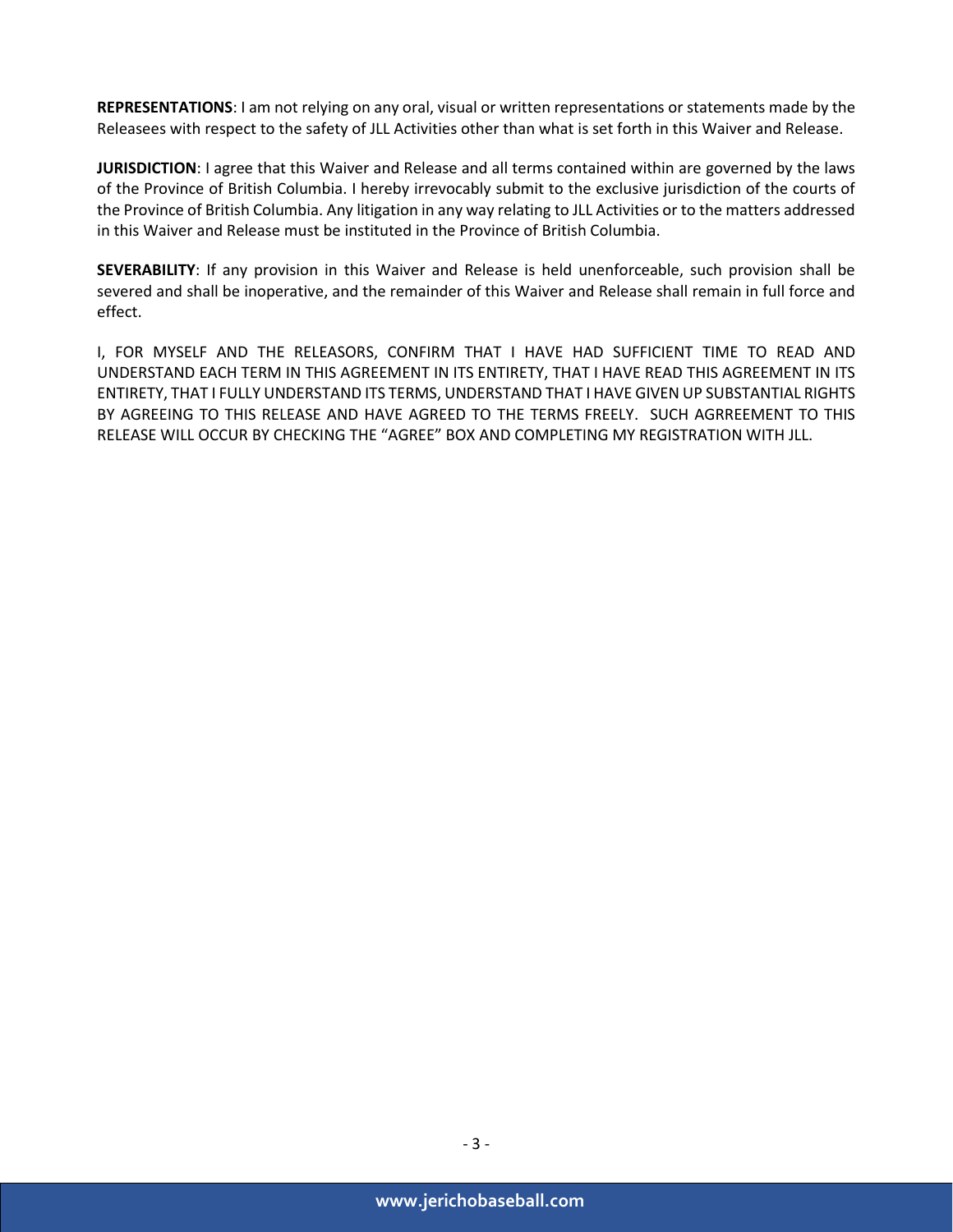**REPRESENTATIONS**: I am not relying on any oral, visual or written representations or statements made by the Releasees with respect to the safety of JLL Activities other than what is set forth in this Waiver and Release.

**JURISDICTION**: I agree that this Waiver and Release and all terms contained within are governed by the laws of the Province of British Columbia. I hereby irrevocably submit to the exclusive jurisdiction of the courts of the Province of British Columbia. Any litigation in any way relating to JLL Activities or to the matters addressed in this Waiver and Release must be instituted in the Province of British Columbia.

**SEVERABILITY**: If any provision in this Waiver and Release is held unenforceable, such provision shall be severed and shall be inoperative, and the remainder of this Waiver and Release shall remain in full force and effect.

I, FOR MYSELF AND THE RELEASORS, CONFIRM THAT I HAVE HAD SUFFICIENT TIME TO READ AND UNDERSTAND EACH TERM IN THIS AGREEMENT IN ITS ENTIRETY, THAT I HAVE READ THIS AGREEMENT IN ITS ENTIRETY, THAT I FULLY UNDERSTAND ITS TERMS, UNDERSTAND THAT I HAVE GIVEN UP SUBSTANTIAL RIGHTS BY AGREEING TO THIS RELEASE AND HAVE AGREED TO THE TERMS FREELY. SUCH AGRREEMENT TO THIS RELEASE WILL OCCUR BY CHECKING THE "AGREE" BOX AND COMPLETING MY REGISTRATION WITH JLL.